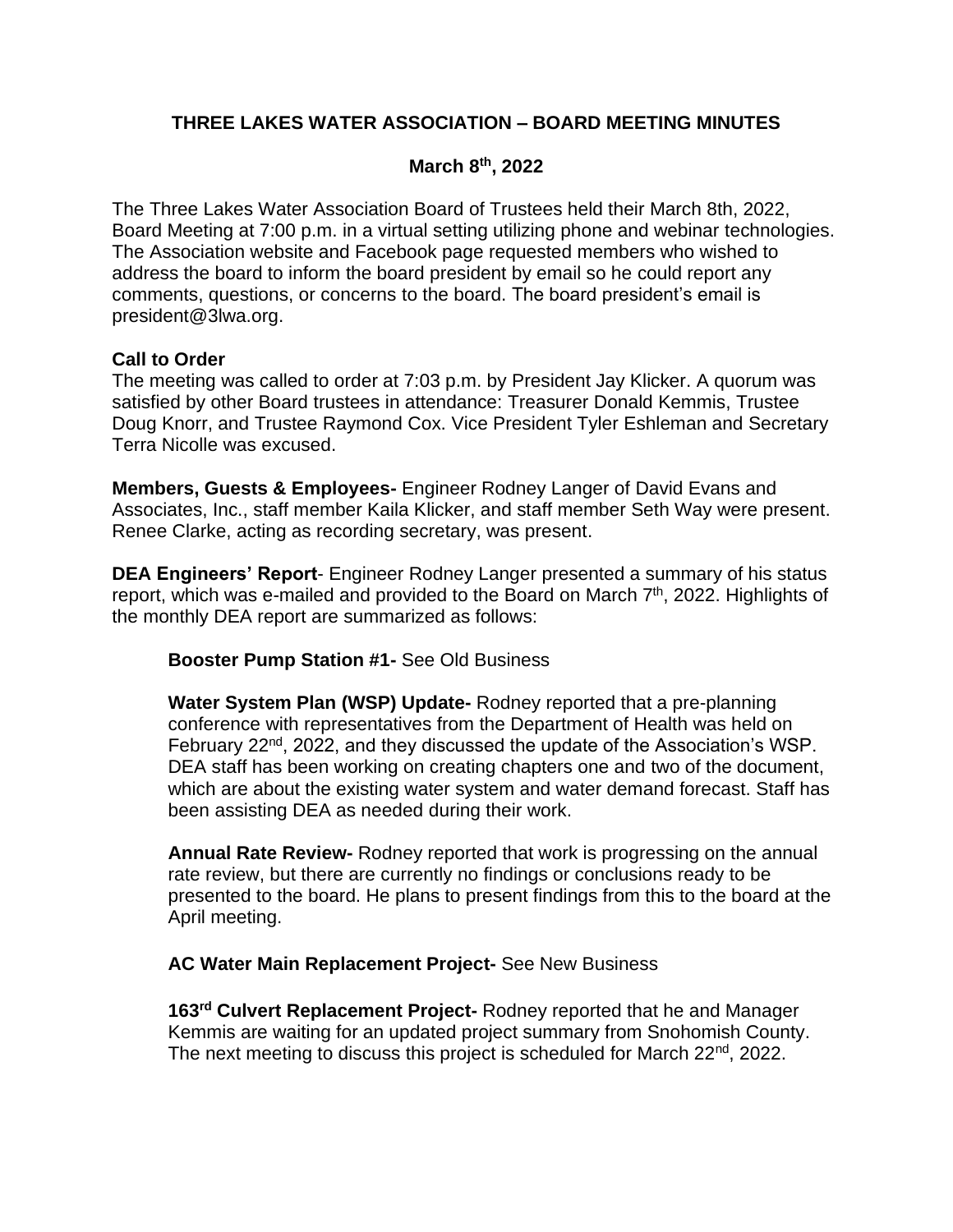# THREE LAKES WATER ASSOCIATION – BOARD MEETING MINUTES

## March 8th, 2022

The Three Lakes Water Association Board of Trustees held their March 8th, 2022, Board Meeting at 7:00 p.m. in a virtual setting utilizing phone and webinar technologies. The Association website and Facebook page requested members who wished to address the board to inform the board president by email so he could report any comments, questions, or concerns to the board. The board president's email is president@3lwa.org.

**Call to Order**
The meeting was called to order at 7:03 p.m. by President Jay Klicker. A quorum was satisfied by other Board trustees in attendance: Treasurer Donald Kemmis, Trustee Doug Knorr, and Trustee Raymond Cox. Vice President Tyler Eshleman and Secretary Terra Nicolle was excused.

**Members, Guests & Employees-** Engineer Rodney Langer of David Evans and Associates, Inc., staff member Kaila Klicker, and staff member Seth Way were present. Renee Clarke, acting as recording secretary, was present.

**DEA Engineers' Report**- Engineer Rodney Langer presented a summary of his status report, which was e-mailed and provided to the Board on March 7th, 2022. Highlights of the monthly DEA report are summarized as follows:

**Booster Pump Station #1-** See Old Business

**Water System Plan (WSP) Update-** Rodney reported that a pre-planning conference with representatives from the Department of Health was held on February 22nd, 2022, and they discussed the update of the Association's WSP. DEA staff has been working on creating chapters one and two of the document, which are about the existing water system and water demand forecast. Staff has been assisting DEA as needed during their work.

**Annual Rate Review-** Rodney reported that work is progressing on the annual rate review, but there are currently no findings or conclusions ready to be presented to the board. He plans to present findings from this to the board at the April meeting.

**AC Water Main Replacement Project-** See New Business

**163rd Culvert Replacement Project-** Rodney reported that he and Manager Kemmis are waiting for an updated project summary from Snohomish County. The next meeting to discuss this project is scheduled for March 22nd, 2022.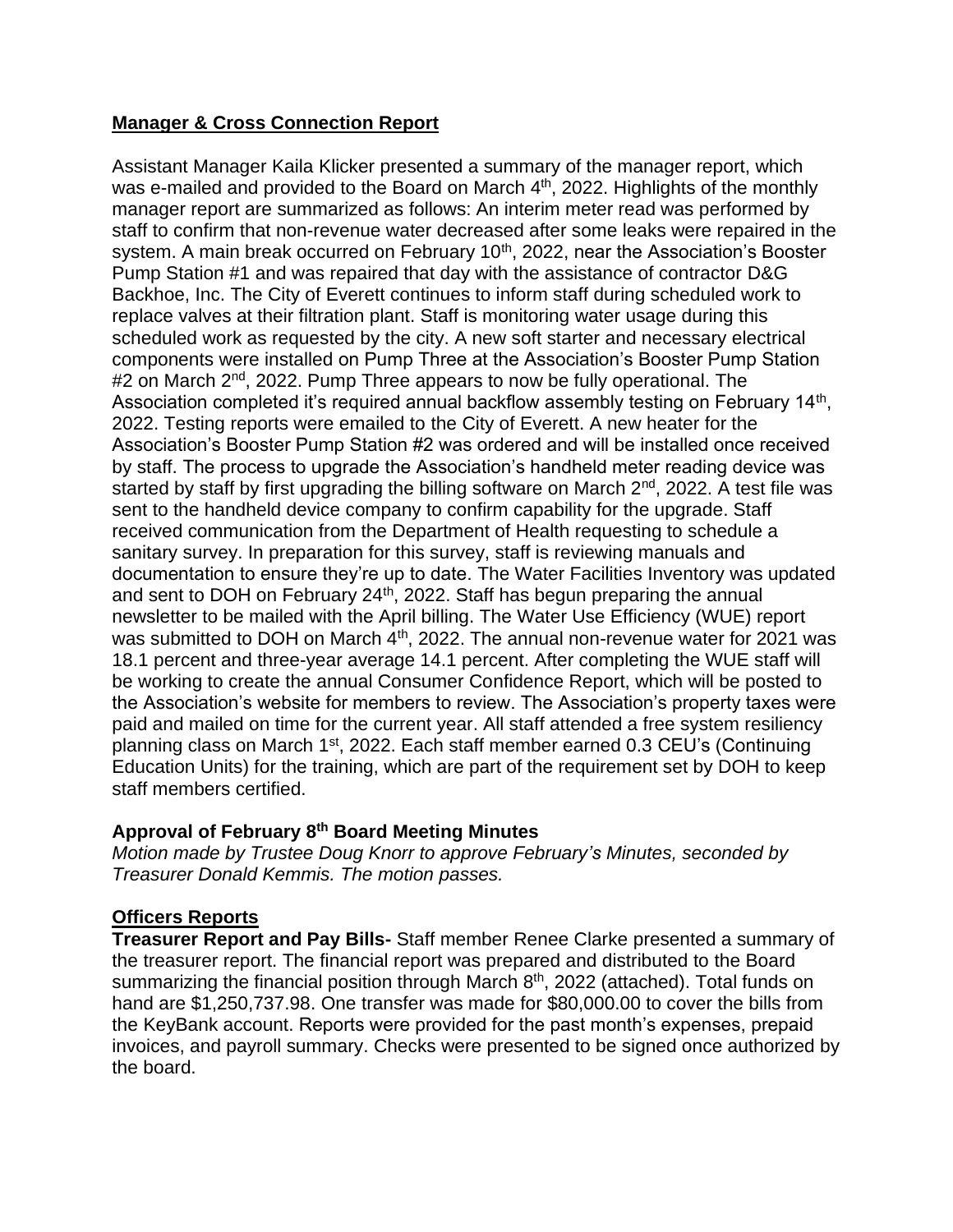**Manager & Cross Connection Report**

Assistant Manager Kaila Klicker presented a summary of the manager report, which was e-mailed and provided to the Board on March 4th, 2022. Highlights of the monthly manager report are summarized as follows: An interim meter read was performed by staff to confirm that non-revenue water decreased after some leaks were repaired in the system. A main break occurred on February 10th, 2022, near the Association's Booster Pump Station #1 and was repaired that day with the assistance of contractor D&G Backhoe, Inc. The City of Everett continues to inform staff during scheduled work to replace valves at their filtration plant. Staff is monitoring water usage during this scheduled work as requested by the city. A new soft starter and necessary electrical components were installed on Pump Three at the Association's Booster Pump Station #2 on March 2nd, 2022. Pump Three appears to now be fully operational. The Association completed it's required annual backflow assembly testing on February 14th, 2022. Testing reports were emailed to the City of Everett. A new heater for the Association's Booster Pump Station #2 was ordered and will be installed once received by staff. The process to upgrade the Association's handheld meter reading device was started by staff by first upgrading the billing software on March 2nd, 2022. A test file was sent to the handheld device company to confirm capability for the upgrade. Staff received communication from the Department of Health requesting to schedule a sanitary survey. In preparation for this survey, staff is reviewing manuals and documentation to ensure they're up to date. The Water Facilities Inventory was updated and sent to DOH on February 24th, 2022. Staff has begun preparing the annual newsletter to be mailed with the April billing. The Water Use Efficiency (WUE) report was submitted to DOH on March 4th, 2022. The annual non-revenue water for 2021 was 18.1 percent and three-year average 14.1 percent. After completing the WUE staff will be working to create the annual Consumer Confidence Report, which will be posted to the Association's website for members to review. The Association's property taxes were paid and mailed on time for the current year. All staff attended a free system resiliency planning class on March 1st, 2022. Each staff member earned 0.3 CEU's (Continuing Education Units) for the training, which are part of the requirement set by DOH to keep staff members certified.

**Approval of February 8th Board Meeting Minutes**

*Motion made by Trustee Doug Knorr to approve February's Minutes, seconded by Treasurer Donald Kemmis. The motion passes.*

**Officers Reports**

**Treasurer Report and Pay Bills-** Staff member Renee Clarke presented a summary of the treasurer report. The financial report was prepared and distributed to the Board summarizing the financial position through March 8th, 2022 (attached). Total funds on hand are $1,250,737.98. One transfer was made for $80,000.00 to cover the bills from the KeyBank account. Reports were provided for the past month's expenses, prepaid invoices, and payroll summary. Checks were presented to be signed once authorized by the board.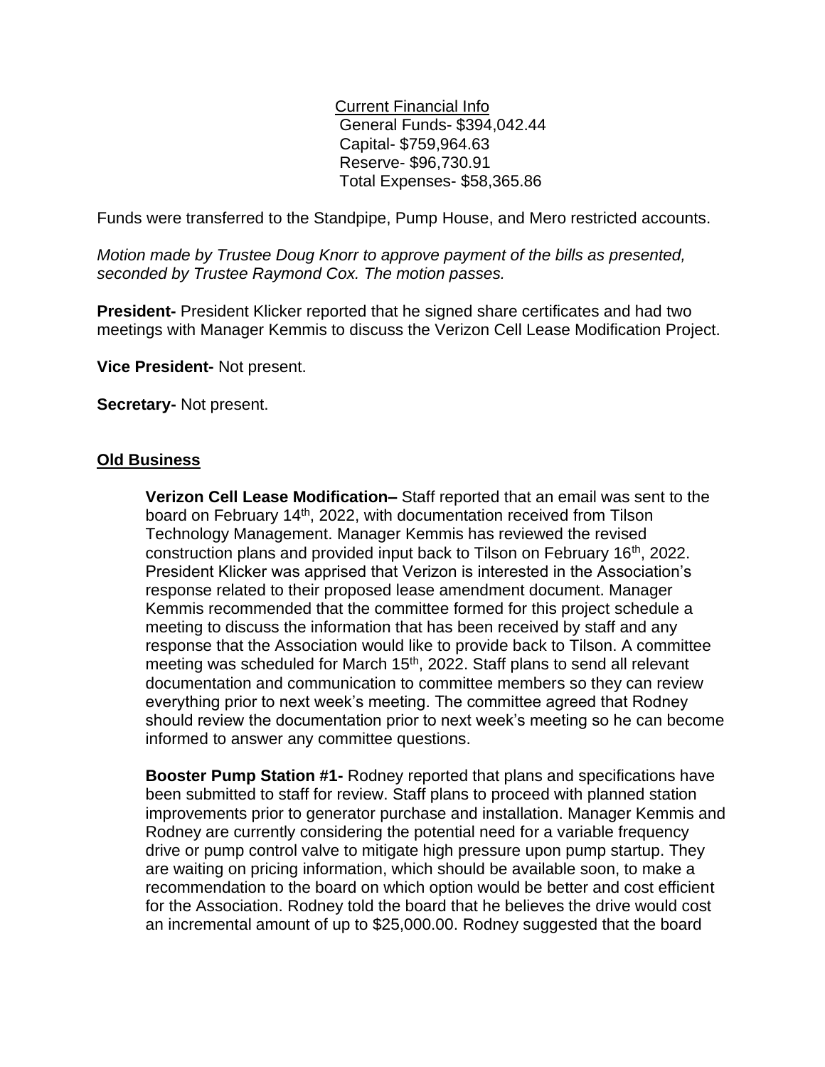Current Financial Info
General Funds- $394,042.44
Capital- $759,964.63
Reserve- $96,730.91
Total Expenses- $58,365.86

Funds were transferred to the Standpipe, Pump House, and Mero restricted accounts.

*Motion made by Trustee Doug Knorr to approve payment of the bills as presented, seconded by Trustee Raymond Cox. The motion passes.*

**President-** President Klicker reported that he signed share certificates and had two meetings with Manager Kemmis to discuss the Verizon Cell Lease Modification Project.

**Vice President-** Not present.

**Secretary-** Not present.

## Old Business

**Verizon Cell Lease Modification–** Staff reported that an email was sent to the board on February 14th, 2022, with documentation received from Tilson Technology Management. Manager Kemmis has reviewed the revised construction plans and provided input back to Tilson on February 16th, 2022. President Klicker was apprised that Verizon is interested in the Association's response related to their proposed lease amendment document. Manager Kemmis recommended that the committee formed for this project schedule a meeting to discuss the information that has been received by staff and any response that the Association would like to provide back to Tilson. A committee meeting was scheduled for March 15th, 2022. Staff plans to send all relevant documentation and communication to committee members so they can review everything prior to next week's meeting. The committee agreed that Rodney should review the documentation prior to next week's meeting so he can become informed to answer any committee questions.

**Booster Pump Station #1-** Rodney reported that plans and specifications have been submitted to staff for review. Staff plans to proceed with planned station improvements prior to generator purchase and installation. Manager Kemmis and Rodney are currently considering the potential need for a variable frequency drive or pump control valve to mitigate high pressure upon pump startup. They are waiting on pricing information, which should be available soon, to make a recommendation to the board on which option would be better and cost efficient for the Association. Rodney told the board that he believes the drive would cost an incremental amount of up to $25,000.00. Rodney suggested that the board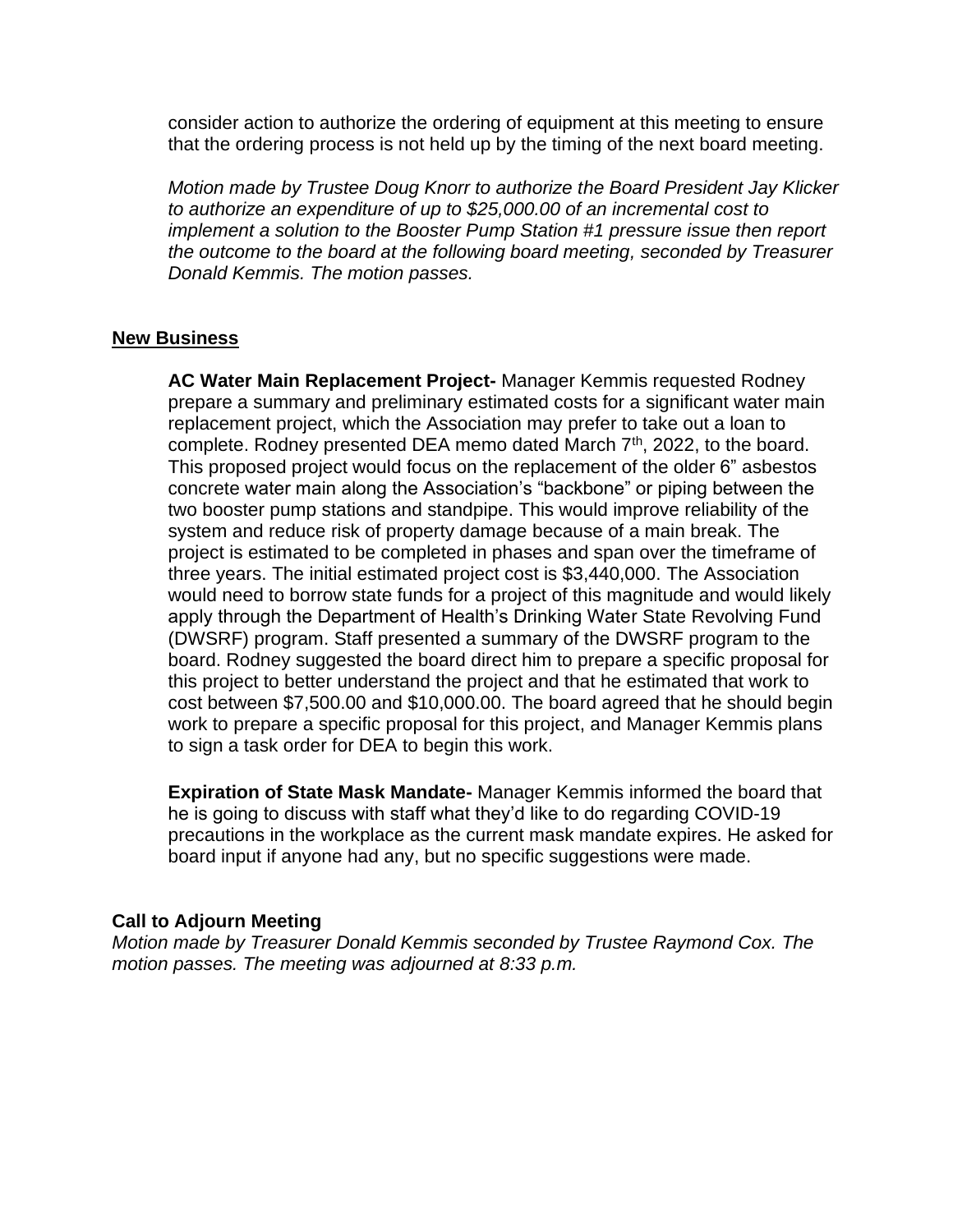consider action to authorize the ordering of equipment at this meeting to ensure that the ordering process is not held up by the timing of the next board meeting.

*Motion made by Trustee Doug Knorr to authorize the Board President Jay Klicker to authorize an expenditure of up to $25,000.00 of an incremental cost to implement a solution to the Booster Pump Station #1 pressure issue then report the outcome to the board at the following board meeting, seconded by Treasurer Donald Kemmis. The motion passes.*

## New Business

**AC Water Main Replacement Project-** Manager Kemmis requested Rodney prepare a summary and preliminary estimated costs for a significant water main replacement project, which the Association may prefer to take out a loan to complete. Rodney presented DEA memo dated March 7th, 2022, to the board. This proposed project would focus on the replacement of the older 6" asbestos concrete water main along the Association's "backbone" or piping between the two booster pump stations and standpipe. This would improve reliability of the system and reduce risk of property damage because of a main break. The project is estimated to be completed in phases and span over the timeframe of three years. The initial estimated project cost is $3,440,000. The Association would need to borrow state funds for a project of this magnitude and would likely apply through the Department of Health's Drinking Water State Revolving Fund (DWSRF) program. Staff presented a summary of the DWSRF program to the board. Rodney suggested the board direct him to prepare a specific proposal for this project to better understand the project and that he estimated that work to cost between $7,500.00 and $10,000.00. The board agreed that he should begin work to prepare a specific proposal for this project, and Manager Kemmis plans to sign a task order for DEA to begin this work.

**Expiration of State Mask Mandate-** Manager Kemmis informed the board that he is going to discuss with staff what they'd like to do regarding COVID-19 precautions in the workplace as the current mask mandate expires. He asked for board input if anyone had any, but no specific suggestions were made.

**Call to Adjourn Meeting**

*Motion made by Treasurer Donald Kemmis seconded by Trustee Raymond Cox. The motion passes. The meeting was adjourned at 8:33 p.m.*